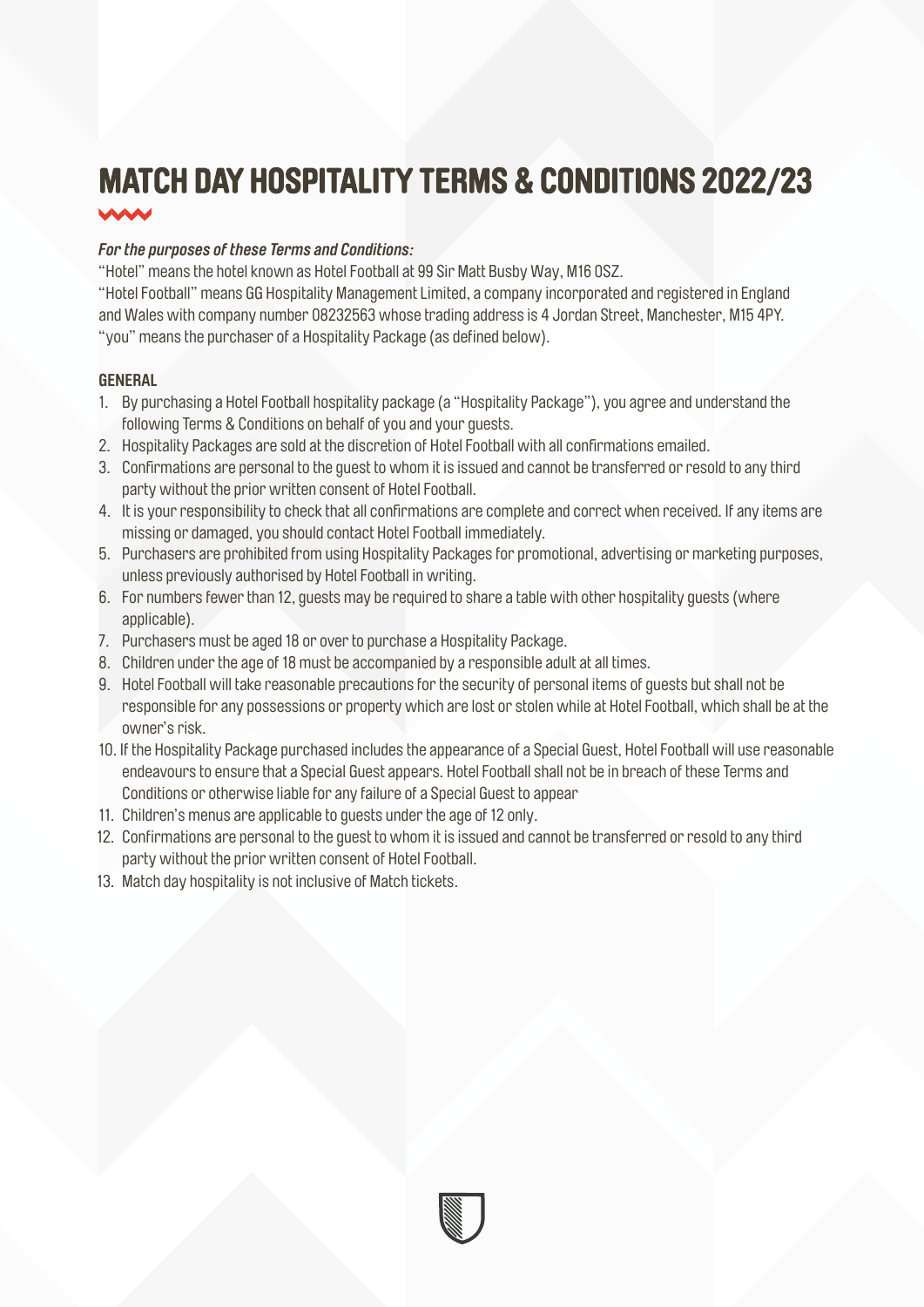# MATCH DAY HOSPITALITY TERMS & CONDITIONS 2022/23

***For the purposes of these Terms and Conditions:***

"Hotel" means the hotel known as Hotel Football at 99 Sir Matt Busby Way, M16 0SZ.
"Hotel Football" means GG Hospitality Management Limited, a company incorporated and registered in England and Wales with company number 08232563 whose trading address is 4 Jordan Street, Manchester, M15 4PY.
"you" means the purchaser of a Hospitality Package (as defined below).

## GENERAL

1. By purchasing a Hotel Football hospitality package (a "Hospitality Package"), you agree and understand the following Terms & Conditions on behalf of you and your guests.
2. Hospitality Packages are sold at the discretion of Hotel Football with all confirmations emailed.
3. Confirmations are personal to the guest to whom it is issued and cannot be transferred or resold to any third party without the prior written consent of Hotel Football.
4. It is your responsibility to check that all confirmations are complete and correct when received. If any items are missing or damaged, you should contact Hotel Football immediately.
5. Purchasers are prohibited from using Hospitality Packages for promotional, advertising or marketing purposes, unless previously authorised by Hotel Football in writing.
6. For numbers fewer than 12, guests may be required to share a table with other hospitality guests (where applicable).
7. Purchasers must be aged 18 or over to purchase a Hospitality Package.
8. Children under the age of 18 must be accompanied by a responsible adult at all times.
9. Hotel Football will take reasonable precautions for the security of personal items of guests but shall not be responsible for any possessions or property which are lost or stolen while at Hotel Football, which shall be at the owner's risk.
10. If the Hospitality Package purchased includes the appearance of a Special Guest, Hotel Football will use reasonable endeavours to ensure that a Special Guest appears. Hotel Football shall not be in breach of these Terms and Conditions or otherwise liable for any failure of a Special Guest to appear
11. Children's menus are applicable to guests under the age of 12 only.
12. Confirmations are personal to the guest to whom it is issued and cannot be transferred or resold to any third party without the prior written consent of Hotel Football.
13. Match day hospitality is not inclusive of Match tickets.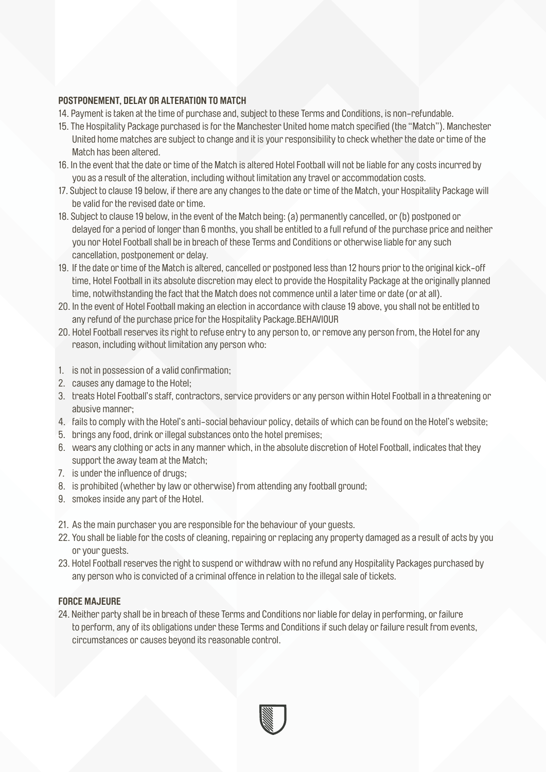### POSTPONEMENT, DELAY OR ALTERATION TO MATCH

14. Payment is taken at the time of purchase and, subject to these Terms and Conditions, is non-refundable.
15. The Hospitality Package purchased is for the Manchester United home match specified (the "Match"). Manchester United home matches are subject to change and it is your responsibility to check whether the date or time of the Match has been altered.
16. In the event that the date or time of the Match is altered Hotel Football will not be liable for any costs incurred by you as a result of the alteration, including without limitation any travel or accommodation costs.
17. Subject to clause 19 below, if there are any changes to the date or time of the Match, your Hospitality Package will be valid for the revised date or time.
18. Subject to clause 19 below, in the event of the Match being: (a) permanently cancelled, or (b) postponed or delayed for a period of longer than 6 months, you shall be entitled to a full refund of the purchase price and neither you nor Hotel Football shall be in breach of these Terms and Conditions or otherwise liable for any such cancellation, postponement or delay.
19. If the date or time of the Match is altered, cancelled or postponed less than 12 hours prior to the original kick-off time, Hotel Football in its absolute discretion may elect to provide the Hospitality Package at the originally planned time, notwithstanding the fact that the Match does not commence until a later time or date (or at all).
20. In the event of Hotel Football making an election in accordance with clause 19 above, you shall not be entitled to any refund of the purchase price for the Hospitality Package.BEHAVIOUR

20. Hotel Football reserves its right to refuse entry to any person to, or remove any person from, the Hotel for any reason, including without limitation any person who:

1. is not in possession of a valid confirmation;
2. causes any damage to the Hotel;
3. treats Hotel Football's staff, contractors, service providers or any person within Hotel Football in a threatening or abusive manner;
4. fails to comply with the Hotel's anti-social behaviour policy, details of which can be found on the Hotel's website;
5. brings any food, drink or illegal substances onto the hotel premises;
6. wears any clothing or acts in any manner which, in the absolute discretion of Hotel Football, indicates that they support the away team at the Match;
7. is under the influence of drugs;
8. is prohibited (whether by law or otherwise) from attending any football ground;
9. smokes inside any part of the Hotel.

21. As the main purchaser you are responsible for the behaviour of your guests.
22. You shall be liable for the costs of cleaning, repairing or replacing any property damaged as a result of acts by you or your guests.
23. Hotel Football reserves the right to suspend or withdraw with no refund any Hospitality Packages purchased by any person who is convicted of a criminal offence in relation to the illegal sale of tickets.

### FORCE MAJEURE

24. Neither party shall be in breach of these Terms and Conditions nor liable for delay in performing, or failure to perform, any of its obligations under these Terms and Conditions if such delay or failure result from events, circumstances or causes beyond its reasonable control.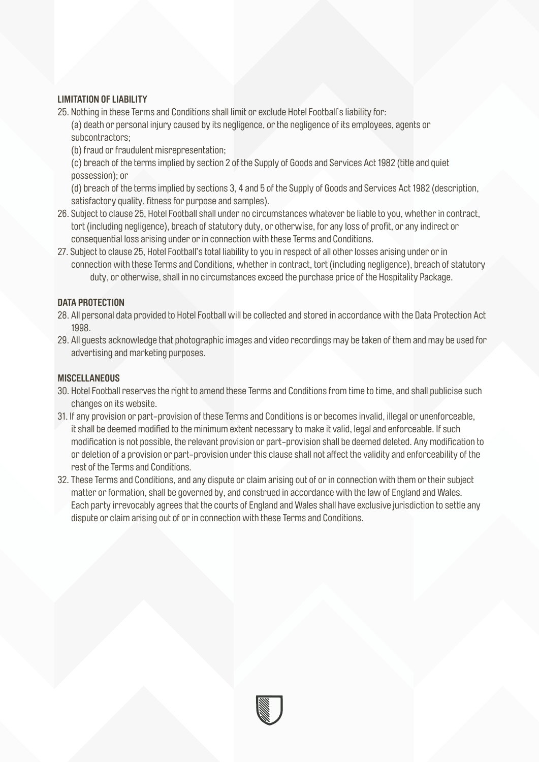**LIMITATION OF LIABILITY**

25. Nothing in these Terms and Conditions shall limit or exclude Hotel Football's liability for:

    (a) death or personal injury caused by its negligence, or the negligence of its employees, agents or subcontractors;

    (b) fraud or fraudulent misrepresentation;

    (c) breach of the terms implied by section 2 of the Supply of Goods and Services Act 1982 (title and quiet possession); or

    (d) breach of the terms implied by sections 3, 4 and 5 of the Supply of Goods and Services Act 1982 (description, satisfactory quality, fitness for purpose and samples).

26. Subject to clause 25, Hotel Football shall under no circumstances whatever be liable to you, whether in contract, tort (including negligence), breach of statutory duty, or otherwise, for any loss of profit, or any indirect or consequential loss arising under or in connection with these Terms and Conditions.

27. Subject to clause 25, Hotel Football's total liability to you in respect of all other losses arising under or in connection with these Terms and Conditions, whether in contract, tort (including negligence), breach of statutory duty, or otherwise, shall in no circumstances exceed the purchase price of the Hospitality Package.

**DATA PROTECTION**

28. All personal data provided to Hotel Football will be collected and stored in accordance with the Data Protection Act 1998.

29. All guests acknowledge that photographic images and video recordings may be taken of them and may be used for advertising and marketing purposes.

**MISCELLANEOUS**

30. Hotel Football reserves the right to amend these Terms and Conditions from time to time, and shall publicise such changes on its website.

31. If any provision or part-provision of these Terms and Conditions is or becomes invalid, illegal or unenforceable, it shall be deemed modified to the minimum extent necessary to make it valid, legal and enforceable. If such modification is not possible, the relevant provision or part-provision shall be deemed deleted. Any modification to or deletion of a provision or part-provision under this clause shall not affect the validity and enforceability of the rest of the Terms and Conditions.

32. These Terms and Conditions, and any dispute or claim arising out of or in connection with them or their subject matter or formation, shall be governed by, and construed in accordance with the law of England and Wales. Each party irrevocably agrees that the courts of England and Wales shall have exclusive jurisdiction to settle any dispute or claim arising out of or in connection with these Terms and Conditions.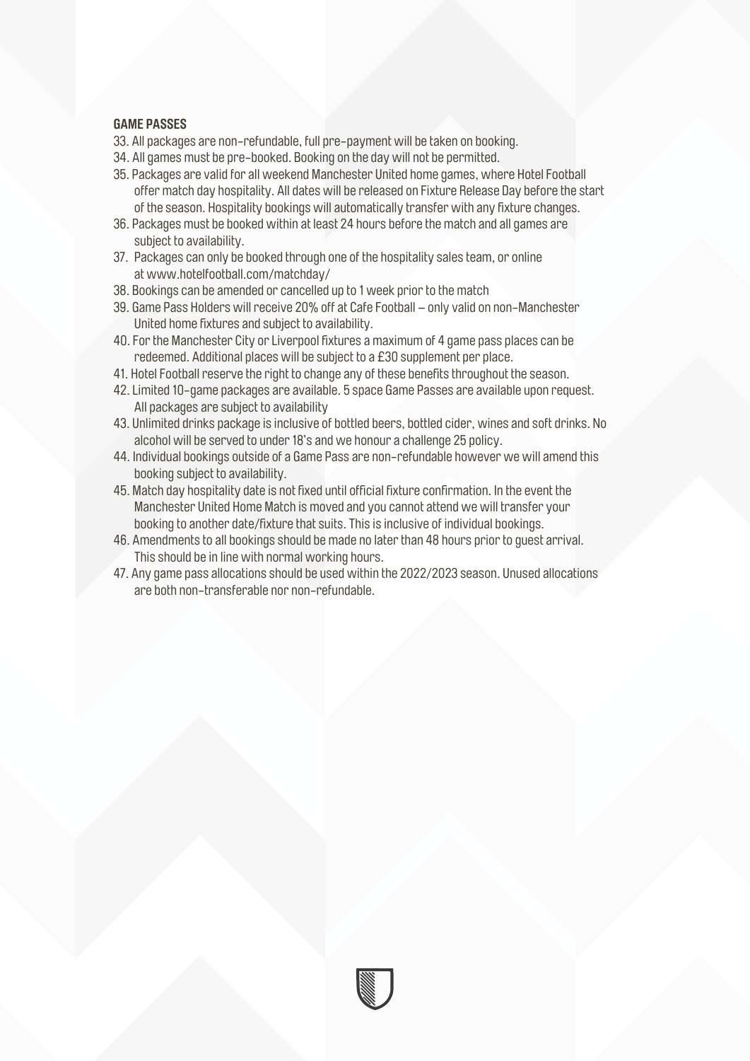## GAME PASSES

33. All packages are non-refundable, full pre-payment will be taken on booking.
34. All games must be pre-booked. Booking on the day will not be permitted.
35. Packages are valid for all weekend Manchester United home games, where Hotel Football offer match day hospitality. All dates will be released on Fixture Release Day before the start of the season. Hospitality bookings will automatically transfer with any fixture changes.
36. Packages must be booked within at least 24 hours before the match and all games are subject to availability.
37. Packages can only be booked through one of the hospitality sales team, or online at www.hotelfootball.com/matchday/
38. Bookings can be amended or cancelled up to 1 week prior to the match
39. Game Pass Holders will receive 20% off at Cafe Football – only valid on non-Manchester United home fixtures and subject to availability.
40. For the Manchester City or Liverpool fixtures a maximum of 4 game pass places can be redeemed. Additional places will be subject to a £30 supplement per place.
41. Hotel Football reserve the right to change any of these benefits throughout the season.
42. Limited 10-game packages are available. 5 space Game Passes are available upon request. All packages are subject to availability
43. Unlimited drinks package is inclusive of bottled beers, bottled cider, wines and soft drinks. No alcohol will be served to under 18's and we honour a challenge 25 policy.
44. Individual bookings outside of a Game Pass are non-refundable however we will amend this booking subject to availability.
45. Match day hospitality date is not fixed until official fixture confirmation. In the event the Manchester United Home Match is moved and you cannot attend we will transfer your booking to another date/fixture that suits. This is inclusive of individual bookings.
46. Amendments to all bookings should be made no later than 48 hours prior to guest arrival. This should be in line with normal working hours.
47. Any game pass allocations should be used within the 2022/2023 season. Unused allocations are both non-transferable nor non-refundable.